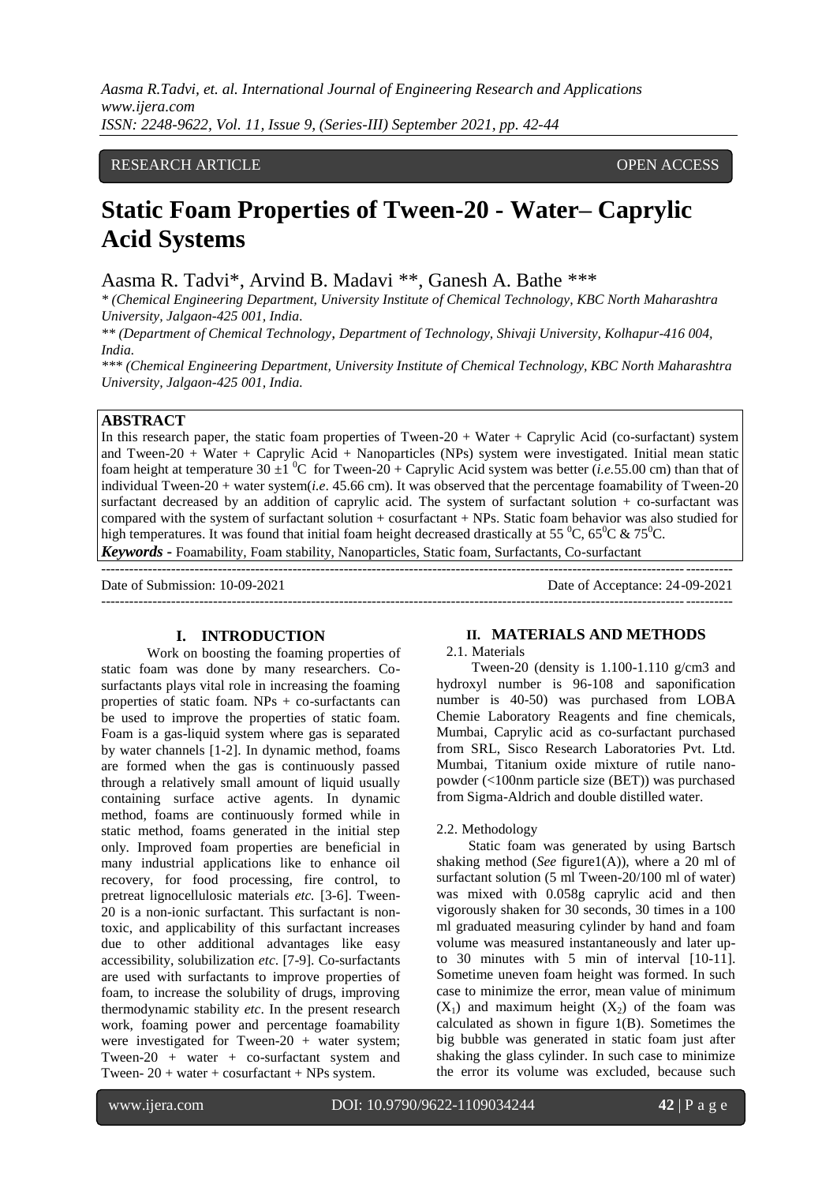RESEARCH ARTICLE OPEN ACCESS

# Static Foam Properties of Tween-20 - Water– Caprylic Acid Systems

Aasma R. Tadvi*, Arvind B. Madavi **, Ganesh A. Bathe ***

\* (Chemical Engineering Department, University Institute of Chemical Technology, KBC North Maharashtra University, Jalgaon-425 001, India.

\*\* (Department of Chemical Technology, Department of Technology, Shivaji University, Kolhapur-416 004, India.

\*\*\* (Chemical Engineering Department, University Institute of Chemical Technology, KBC North Maharashtra University, Jalgaon-425 001, India.

## ABSTRACT

In this research paper, the static foam properties of Tween-20 + Water + Caprylic Acid (co-surfactant) system and Tween-20 + Water + Caprylic Acid + Nanoparticles (NPs) system were investigated. Initial mean static foam height at temperature 30 ±1 $^0$C for Tween-20 + Caprylic Acid system was better (*i.e.*55.00 cm) than that of individual Tween-20 + water system(*i.e*. 45.66 cm). It was observed that the percentage foamability of Tween-20 surfactant decreased by an addition of caprylic acid. The system of surfactant solution + co-surfactant was compared with the system of surfactant solution + cosurfactant + NPs. Static foam behavior was also studied for high temperatures. It was found that initial foam height decreased drastically at 55 $^0$C, 65$^0$C & 75$^0$C.

***Keywords*** **-** Foamability, Foam stability, Nanoparticles, Static foam, Surfactants, Co-surfactant

---

Date of Submission: 10-09-2021 Date of Acceptance: 24-09-2021

---

## I. INTRODUCTION

Work on boosting the foaming properties of static foam was done by many researchers. Co-surfactants plays vital role in increasing the foaming properties of static foam. NPs + co-surfactants can be used to improve the properties of static foam. Foam is a gas-liquid system where gas is separated by water channels [1-2]. In dynamic method, foams are formed when the gas is continuously passed through a relatively small amount of liquid usually containing surface active agents. In dynamic method, foams are continuously formed while in static method, foams generated in the initial step only. Improved foam properties are beneficial in many industrial applications like to enhance oil recovery, for food processing, fire control, to pretreat lignocellulosic materials *etc.* [3-6]. Tween-20 is a non-ionic surfactant. This surfactant is non-toxic, and applicability of this surfactant increases due to other additional advantages like easy accessibility, solubilization *etc*. [7-9]. Co-surfactants are used with surfactants to improve properties of foam, to increase the solubility of drugs, improving thermodynamic stability *etc*. In the present research work, foaming power and percentage foamability were investigated for Tween-20 + water system; Tween-20 + water + co-surfactant system and Tween- 20 + water + cosurfactant + NPs system.

## II. MATERIALS AND METHODS

### 2.1. Materials

Tween-20 (density is 1.100-1.110 g/cm3 and hydroxyl number is 96-108 and saponification number is 40-50) was purchased from LOBA Chemie Laboratory Reagents and fine chemicals, Mumbai, Caprylic acid as co-surfactant purchased from SRL, Sisco Research Laboratories Pvt. Ltd. Mumbai, Titanium oxide mixture of rutile nano-powder (<100nm particle size (BET)) was purchased from Sigma-Aldrich and double distilled water.

### 2.2. Methodology

Static foam was generated by using Bartsch shaking method (*See* figure1(A)), where a 20 ml of surfactant solution (5 ml Tween-20/100 ml of water) was mixed with 0.058g caprylic acid and then vigorously shaken for 30 seconds, 30 times in a 100 ml graduated measuring cylinder by hand and foam volume was measured instantaneously and later up-to 30 minutes with 5 min of interval [10-11]. Sometime uneven foam height was formed. In such case to minimize the error, mean value of minimum ($X_1$) and maximum height ($X_2$) of the foam was calculated as shown in figure 1(B). Sometimes the big bubble was generated in static foam just after shaking the glass cylinder. In such case to minimize the error its volume was excluded, because such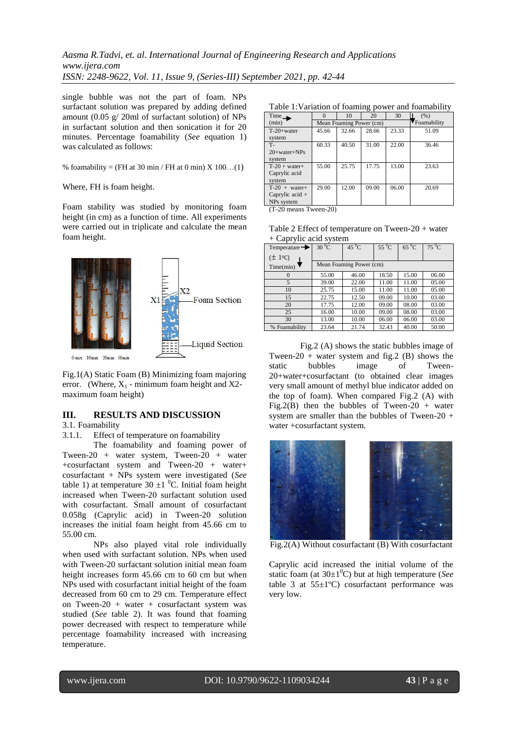single bubble was not the part of foam. NPs surfactant solution was prepared by adding defined amount (0.05 g/ 20ml of surfactant solution) of NPs in surfactant solution and then sonication it for 20 minutes. Percentage foamability (*See* equation 1) was calculated as follows:

% foamability = (FH at 30 min / FH at 0 min) X 100…(1)

Where, FH is foam height.

Foam stability was studied by monitoring foam height (in cm) as a function of time. All experiments were carried out in triplicate and calculate the mean foam height.

Fig.1(A) Static Foam (B) Minimizing foam majoring error. (Where, $X_1$ - minimum foam height and X2- maximum foam height)

## III. RESULTS AND DISCUSSION

### 3.1. Foamability

#### 3.1.1. Effect of temperature on foamability

The foamability and foaming power of Tween-20 + water system, Tween-20 + water +cosurfactant system and Tween-20 + water+ cosurfactant + NPs system were investigated (*See* table 1) at temperature 30 ±1 $^0$C. Initial foam height increased when Tween-20 surfactant solution used with cosurfactant. Small amount of cosurfactant 0.058g (Caprylic acid) in Tween-20 solution increases the initial foam height from 45.66 cm to 55.00 cm.

NPs also played vital role individually when used with surfactant solution. NPs when used with Tween-20 surfactant solution initial mean foam height increases form 45.66 cm to 60 cm but when NPs used with cosurfactant initial height of the foam decreased from 60 cm to 29 cm. Temperature effect on Tween-20 + water + cosurfactant system was studied (*See* table 2). It was found that foaming power decreased with respect to temperature while percentage foamability increased with increasing temperature.

Table 1:Variation of foaming power and foamability

| Time (min) | 0 | 10 | 20 | 30 | (%) Foamability |
|---|---|---|---|---|---|
| | Mean Foaming Power (cm) | | | | |
| T-20+water system | 45.66 | 32.66 | 28.66 | 23.33 | 51.09 |
| T-20+water+NPs system | 60.33 | 40.50 | 31.00 | 22.00 | 36.46 |
| T-20 + water+ Caprylic acid system | 55.00 | 25.75 | 17.75 | 13.00 | 23.63 |
| T-20 + water+ Caprylic acid + NPs system | 29.00 | 12.00 | 09.00 | 06.00 | 20.69 |

(T-20 means Tween-20)

Table 2 Effect of temperature on Tween-20 + water + Caprylic acid system

| Temperature (± 1ºC) / Time(min) | 30 $^0$C | 45 $^0$C | 55 $^0$C | 65 $^0$C | 75 $^0$C |
|---|---|---|---|---|---|
| | Mean Foaming Power (cm) | | | | |
| 0 | 55.00 | 46.00 | 18.50 | 15.00 | 06.00 |
| 5 | 39.00 | 22.00 | 11.00 | 11.00 | 05.00 |
| 10 | 25.75 | 15.00 | 11.00 | 11.00 | 05.00 |
| 15 | 22.75 | 12.50 | 09.00 | 10.00 | 03.00 |
| 20 | 17.75 | 12.00 | 09.00 | 08.00 | 03.00 |
| 25 | 16.00 | 10.00 | 09.00 | 08.00 | 03.00 |
| 30 | 13.00 | 10.00 | 06.00 | 06.00 | 03.00 |
| % Foamability | 23.64 | 21.74 | 32.43 | 40.00 | 50.00 |

Fig.2 (A) shows the static bubbles image of Tween-20 + water system and fig.2 (B) shows the static bubbles image of Tween-20+water+cosurfactant (to obtained clear images very small amount of methyl blue indicator added on the top of foam). When compared Fig.2 (A) with Fig.2(B) then the bubbles of Tween-20 + water system are smaller than the bubbles of Tween-20 + water +cosurfactant system.

Fig.2(A) Without cosurfactant (B) With cosurfactant

Caprylic acid increased the initial volume of the static foam (at 30±1$^0$C) but at high temperature (*See* table 3 at 55±1ºC) cosurfactant performance was very low.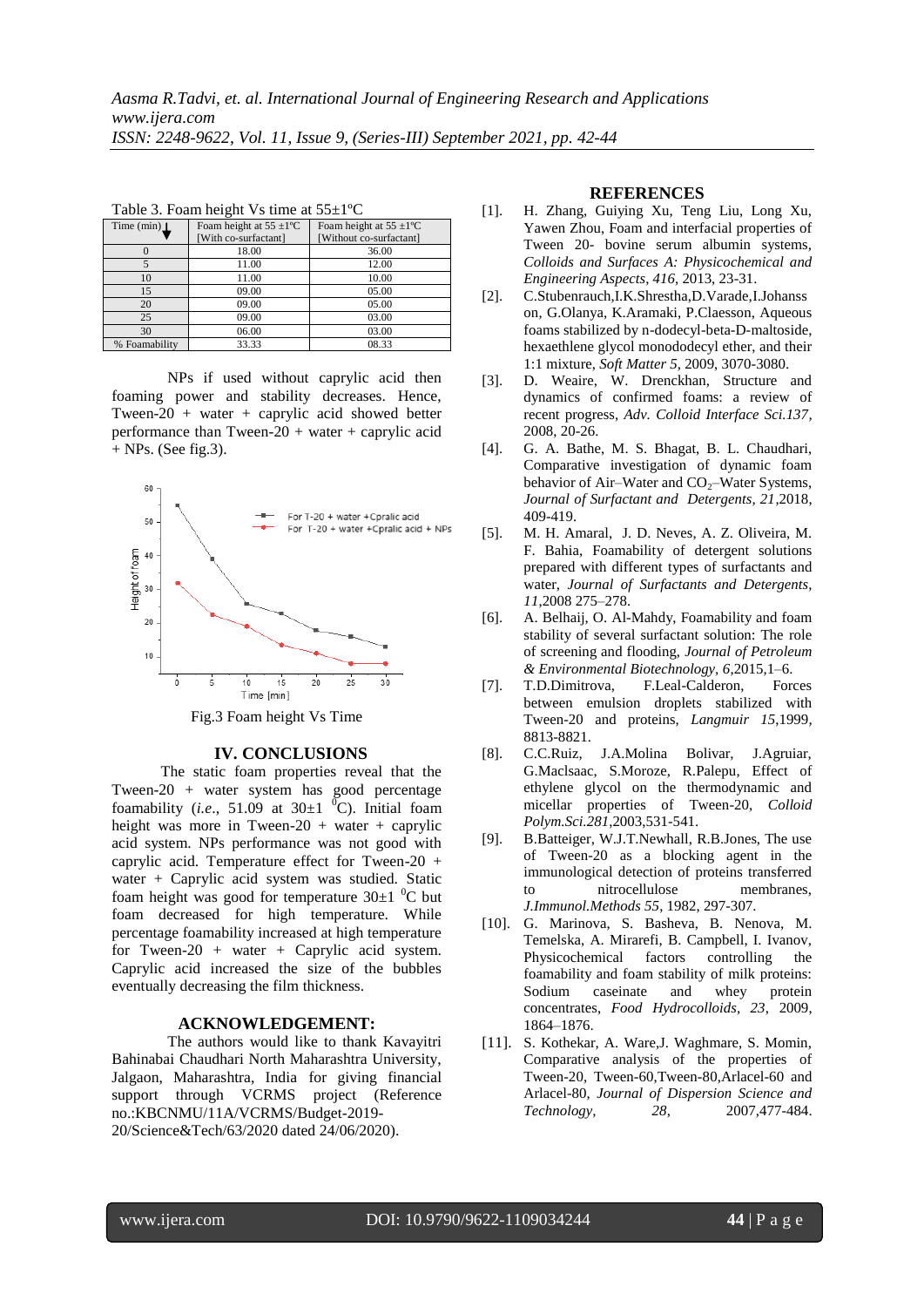Table 3. Foam height Vs time at 55±1ºC

| Time (min) | Foam height at 55 ±1ºC [With co-surfactant] | Foam height at 55 ±1ºC [Without co-surfactant] |
|---|---|---|
| 0 | 18.00 | 36.00 |
| 5 | 11.00 | 12.00 |
| 10 | 11.00 | 10.00 |
| 15 | 09.00 | 05.00 |
| 20 | 09.00 | 05.00 |
| 25 | 09.00 | 03.00 |
| 30 | 06.00 | 03.00 |
| % Foamability | 33.33 | 08.33 |

NPs if used without caprylic acid then foaming power and stability decreases. Hence, Tween-20 + water + caprylic acid showed better performance than Tween-20 + water + caprylic acid + NPs. (See fig.3).

60
50
40
30
20
10
Height of foam
0 5 10 15 20 25 30
Time [min]
For T-20 + water +Cpralic acid
For T-20 + water +Cpralic acid + NPs

Fig.3 Foam height Vs Time

## IV. CONCLUSIONS

The static foam properties reveal that the Tween-20 + water system has good percentage foamability (*i.e*., 51.09 at 30±1 $^0$C). Initial foam height was more in Tween-20 + water + caprylic acid system. NPs performance was not good with caprylic acid. Temperature effect for Tween-20 + water + Caprylic acid system was studied. Static foam height was good for temperature 30±1 $^0$C but foam decreased for high temperature. While percentage foamability increased at high temperature for Tween-20 + water + Caprylic acid system. Caprylic acid increased the size of the bubbles eventually decreasing the film thickness.

## ACKNOWLEDGEMENT:

The authors would like to thank Kavayitri Bahinabai Chaudhari North Maharashtra University, Jalgaon, Maharashtra, India for giving financial support through VCRMS project (Reference no.:KBCNMU/11A/VCRMS/Budget-2019-20/Science&Tech/63/2020 dated 24/06/2020).

## REFERENCES

[1]. H. Zhang, Guiying Xu, Teng Liu, Long Xu, Yawen Zhou, Foam and interfacial properties of Tween 20- bovine serum albumin systems, *Colloids and Surfaces A: Physicochemical and Engineering Aspects*, *416*, 2013, 23-31.

[2]. C.Stubenrauch,I.K.Shrestha,D.Varade,I.Johansson, G.Olanya, K.Aramaki, P.Claesson, Aqueous foams stabilized by n-dodecyl-beta-D-maltoside, hexaethlene glycol monododecyl ether, and their 1:1 mixture, *Soft Matter 5*, 2009, 3070-3080.

[3]. D. Weaire, W. Drenckhan, Structure and dynamics of confirmed foams: a review of recent progress, *Adv. Colloid Interface Sci.137*, 2008, 20-26.

[4]. G. A. Bathe, M. S. Bhagat, B. L. Chaudhari, Comparative investigation of dynamic foam behavior of Air–Water and $CO_2$–Water Systems, *Journal of Surfactant and Detergents, 21*,2018, 409-419.

[5]. M. H. Amaral, J. D. Neves, A. Z. Oliveira, M. F. Bahia, Foamability of detergent solutions prepared with different types of surfactants and water, *Journal of Surfactants and Detergents, 11*,2008 275–278.

[6]. A. Belhaij, O. Al-Mahdy, Foamability and foam stability of several surfactant solution: The role of screening and flooding, *Journal of Petroleum & Environmental Biotechnology, 6*,2015,1–6.

[7]. T.D.Dimitrova, F.Leal-Calderon, Forces between emulsion droplets stabilized with Tween-20 and proteins, *Langmuir 15*,1999, 8813-8821.

[8]. C.C.Ruiz, J.A.Molina Bolivar, J.Agruiar, G.Maclsaac, S.Moroze, R.Palepu, Effect of ethylene glycol on the thermodynamic and micellar properties of Tween-20, *Colloid Polym.Sci.281*,2003,531-541.

[9]. B.Batteiger, W.J.T.Newhall, R.B.Jones, The use of Tween-20 as a blocking agent in the immunological detection of proteins transferred to nitrocellulose membranes, *J.Immunol.Methods 55*, 1982, 297-307.

[10]. G. Marinova, S. Basheva, B. Nenova, M. Temelska, A. Mirarefi, B. Campbell, I. Ivanov, Physicochemical factors controlling the foamability and foam stability of milk proteins: Sodium caseinate and whey protein concentrates, *Food Hydrocolloids, 23*, 2009, 1864–1876.

[11]. S. Kothekar, A. Ware,J. Waghmare, S. Momin, Comparative analysis of the properties of Tween-20, Tween-60,Tween-80,Arlacel-60 and Arlacel-80, *Journal of Dispersion Science and Technology, 28*, 2007,477-484.